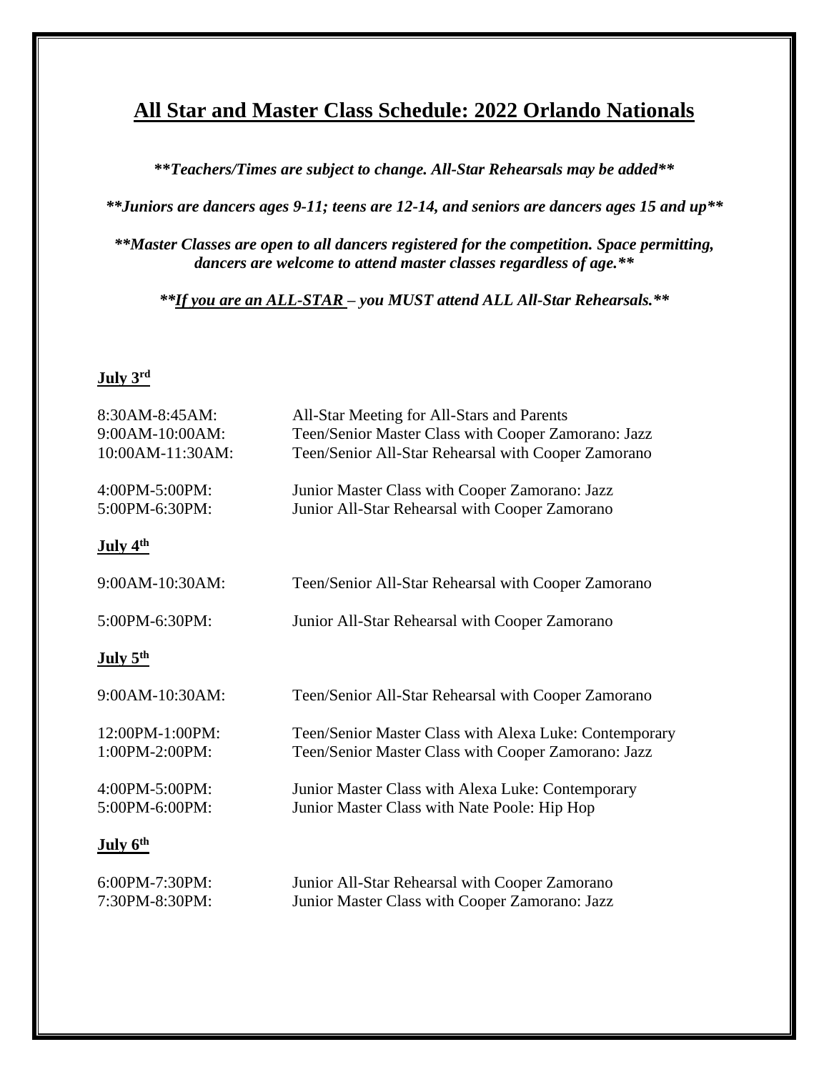# <u>All Star and Master Class Schedule: 2022 Orlando Nationals</u>

***\*Teachers/Times are subject to change. All-Star Rehearsals may be added\*\****

***\*Juniors are dancers ages 9-11; teens are 12-14, and seniors are dancers ages 15 and up\*\****

***\*Master Classes are open to all dancers registered for the competition. Space permitting, dancers are welcome to attend master classes regardless of age.\*\****

***\*<u>If you are an ALL-STAR</u> – you MUST attend ALL All-Star Rehearsals.\*\****

**<u>July 3rd</u>**

8:30AM-8:45AM: All-Star Meeting for All-Stars and Parents
9:00AM-10:00AM: Teen/Senior Master Class with Cooper Zamorano: Jazz
10:00AM-11:30AM: Teen/Senior All-Star Rehearsal with Cooper Zamorano

4:00PM-5:00PM: Junior Master Class with Cooper Zamorano: Jazz
5:00PM-6:30PM: Junior All-Star Rehearsal with Cooper Zamorano

**<u>July 4th</u>**

9:00AM-10:30AM: Teen/Senior All-Star Rehearsal with Cooper Zamorano

5:00PM-6:30PM: Junior All-Star Rehearsal with Cooper Zamorano

**<u>July 5th</u>**

9:00AM-10:30AM: Teen/Senior All-Star Rehearsal with Cooper Zamorano

12:00PM-1:00PM: Teen/Senior Master Class with Alexa Luke: Contemporary
1:00PM-2:00PM: Teen/Senior Master Class with Cooper Zamorano: Jazz

4:00PM-5:00PM: Junior Master Class with Alexa Luke: Contemporary
5:00PM-6:00PM: Junior Master Class with Nate Poole: Hip Hop

**<u>July 6th</u>**

6:00PM-7:30PM: Junior All-Star Rehearsal with Cooper Zamorano
7:30PM-8:30PM: Junior Master Class with Cooper Zamorano: Jazz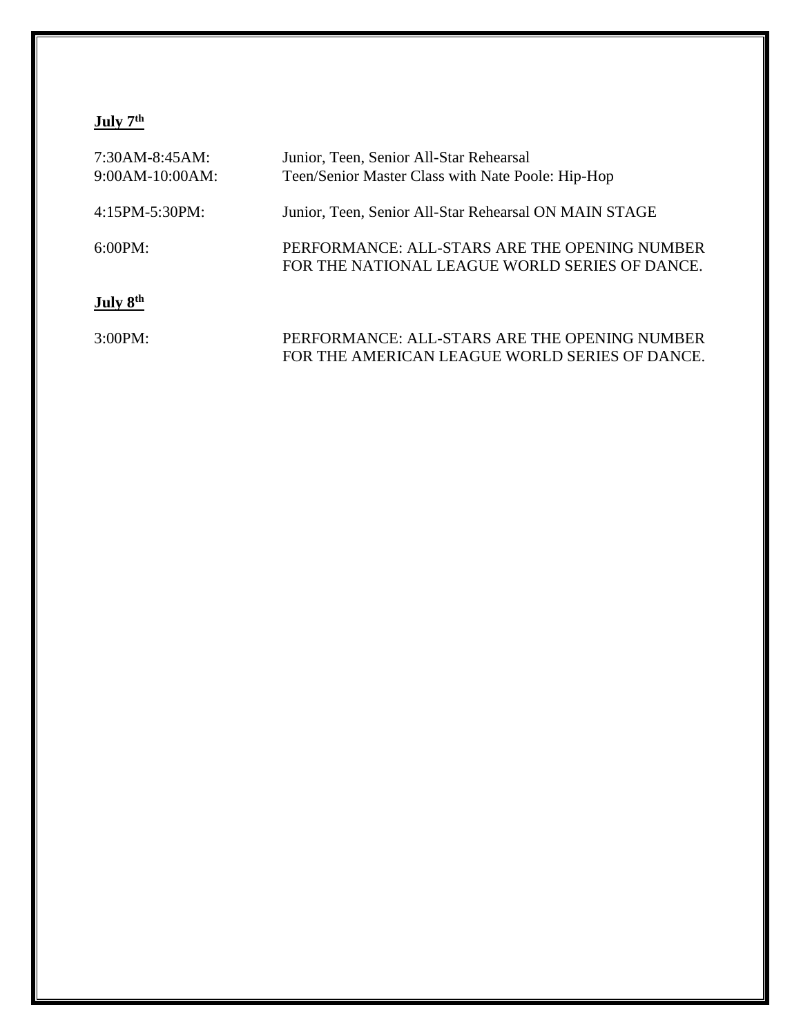**July 7th**

7:30AM-8:45AM: Junior, Teen, Senior All-Star Rehearsal
9:00AM-10:00AM: Teen/Senior Master Class with Nate Poole: Hip-Hop

4:15PM-5:30PM: Junior, Teen, Senior All-Star Rehearsal ON MAIN STAGE

6:00PM: PERFORMANCE: ALL-STARS ARE THE OPENING NUMBER FOR THE NATIONAL LEAGUE WORLD SERIES OF DANCE.

**July 8th**

3:00PM: PERFORMANCE: ALL-STARS ARE THE OPENING NUMBER FOR THE AMERICAN LEAGUE WORLD SERIES OF DANCE.